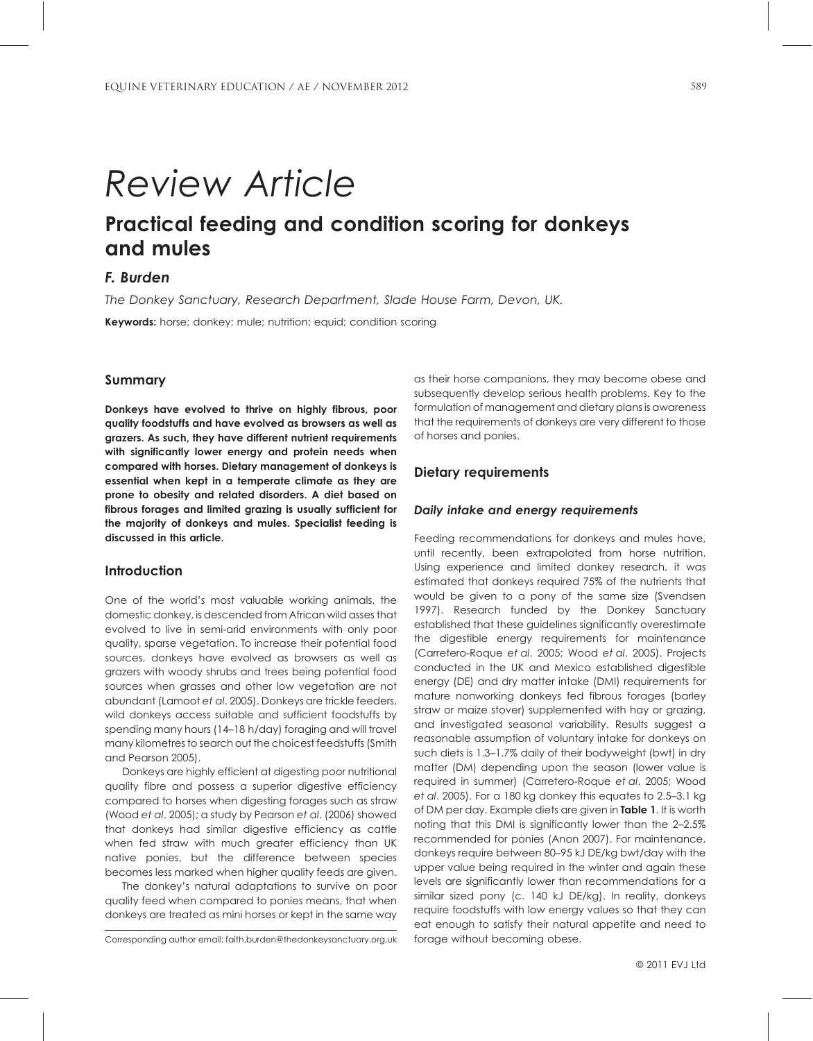# Review Article

## Practical feeding and condition scoring for donkeys and mules

### *F. Burden*

*The Donkey Sanctuary, Research Department, Slade House Farm, Devon, UK.*

**Keywords:** horse; donkey; mule; nutrition; equid; condition scoring

## Summary

**Donkeys have evolved to thrive on highly fibrous, poor quality foodstuffs and have evolved as browsers as well as grazers. As such, they have different nutrient requirements with significantly lower energy and protein needs when compared with horses. Dietary management of donkeys is essential when kept in a temperate climate as they are prone to obesity and related disorders. A diet based on fibrous forages and limited grazing is usually sufficient for the majority of donkeys and mules. Specialist feeding is discussed in this article.**

## Introduction

One of the world's most valuable working animals, the domestic donkey, is descended from African wild asses that evolved to live in semi-arid environments with only poor quality, sparse vegetation. To increase their potential food sources, donkeys have evolved as browsers as well as grazers with woody shrubs and trees being potential food sources when grasses and other low vegetation are not abundant (Lamoot *et al*. 2005). Donkeys are trickle feeders, wild donkeys access suitable and sufficient foodstuffs by spending many hours (14–18 h/day) foraging and will travel many kilometres to search out the choicest feedstuffs (Smith and Pearson 2005).

Donkeys are highly efficient at digesting poor nutritional quality fibre and possess a superior digestive efficiency compared to horses when digesting forages such as straw (Wood *et al*. 2005); a study by Pearson *et al*. (2006) showed that donkeys had similar digestive efficiency as cattle when fed straw with much greater efficiency than UK native ponies, but the difference between species becomes less marked when higher quality feeds are given.

The donkey's natural adaptations to survive on poor quality feed when compared to ponies means, that when donkeys are treated as mini horses or kept in the same way as their horse companions, they may become obese and subsequently develop serious health problems. Key to the formulation of management and dietary plans is awareness that the requirements of donkeys are very different to those of horses and ponies.

Corresponding author email: faith.burden@thedonkeysanctuary.org.uk

## Dietary requirements

### *Daily intake and energy requirements*

Feeding recommendations for donkeys and mules have, until recently, been extrapolated from horse nutrition. Using experience and limited donkey research, it was estimated that donkeys required 75% of the nutrients that would be given to a pony of the same size (Svendsen 1997). Research funded by the Donkey Sanctuary established that these guidelines significantly overestimate the digestible energy requirements for maintenance (Carretero-Roque *et al*. 2005; Wood *et al*. 2005). Projects conducted in the UK and Mexico established digestible energy (DE) and dry matter intake (DMI) requirements for mature nonworking donkeys fed fibrous forages (barley straw or maize stover) supplemented with hay or grazing, and investigated seasonal variability. Results suggest a reasonable assumption of voluntary intake for donkeys on such diets is 1.3–1.7% daily of their bodyweight (bwt) in dry matter (DM) depending upon the season (lower value is required in summer) (Carretero-Roque *et al*. 2005; Wood *et al*. 2005). For a 180 kg donkey this equates to 2.5–3.1 kg of DM per day. Example diets are given in **Table 1**. It is worth noting that this DMI is significantly lower than the 2–2.5% recommended for ponies (Anon 2007). For maintenance, donkeys require between 80–95 kJ DE/kg bwt/day with the upper value being required in the winter and again these levels are significantly lower than recommendations for a similar sized pony (c. 140 kJ DE/kg). In reality, donkeys require foodstuffs with low energy values so that they can eat enough to satisfy their natural appetite and need to forage without becoming obese.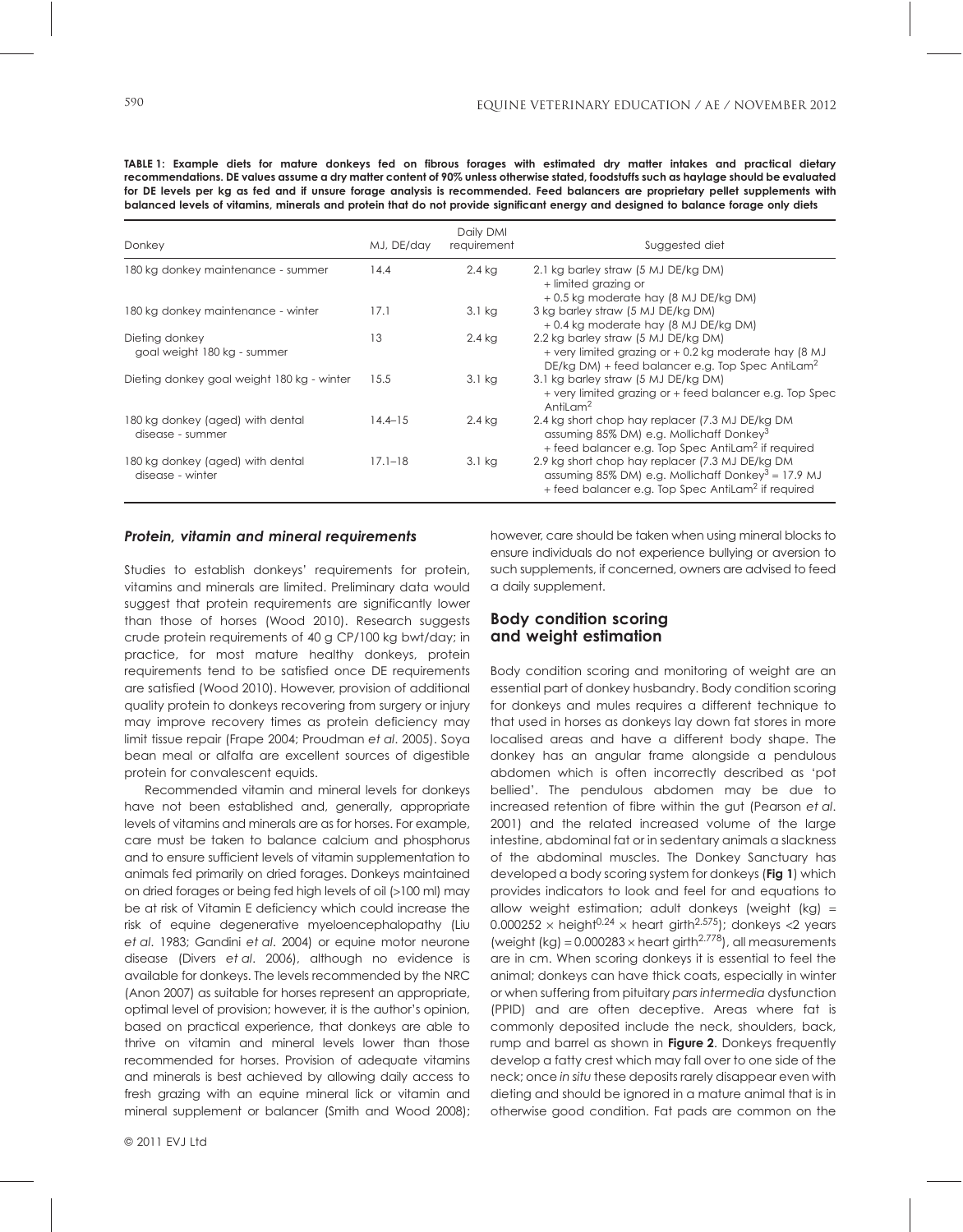**TABLE 1: Example diets for mature donkeys fed on fibrous forages with estimated dry matter intakes and practical dietary recommendations. DE values assume a dry matter content of 90% unless otherwise stated, foodstuffs such as haylage should be evaluated for DE levels per kg as fed and if unsure forage analysis is recommended. Feed balancers are proprietary pellet supplements with balanced levels of vitamins, minerals and protein that do not provide significant energy and designed to balance forage only diets**

| Donkey | MJ, DE/day | Daily DMI requirement | Suggested diet |
| --- | --- | --- | --- |
| 180 kg donkey maintenance - summer | 14.4 | 2.4 kg | 2.1 kg barley straw (5 MJ DE/kg DM) + limited grazing or + 0.5 kg moderate hay (8 MJ DE/kg DM) |
| 180 kg donkey maintenance - winter | 17.1 | 3.1 kg | 3 kg barley straw (5 MJ DE/kg DM) + 0.4 kg moderate hay (8 MJ DE/kg DM) |
| Dieting donkey goal weight 180 kg - summer | 13 | 2.4 kg | 2.2 kg barley straw (5 MJ DE/kg DM) + very limited grazing or + 0.2 kg moderate hay (8 MJ DE/kg DM) + feed balancer e.g. Top Spec AntiLam[2] |
| Dieting donkey goal weight 180 kg - winter | 15.5 | 3.1 kg | 3.1 kg barley straw (5 MJ DE/kg DM) + very limited grazing or + feed balancer e.g. Top Spec AntiLam[2] |
| 180 kg donkey (aged) with dental disease - summer | 14.4–15 | 2.4 kg | 2.4 kg short chop hay replacer (7.3 MJ DE/kg DM assuming 85% DM) e.g. Mollichaff Donkey[3] + feed balancer e.g. Top Spec AntiLam[2] if required |
| 180 kg donkey (aged) with dental disease - winter | 17.1–18 | 3.1 kg | 2.9 kg short chop hay replacer (7.3 MJ DE/kg DM assuming 85% DM) e.g. Mollichaff Donkey[3] = 17.9 MJ + feed balancer e.g. Top Spec AntiLam[2] if required |

### *Protein, vitamin and mineral requirements*

Studies to establish donkeys' requirements for protein, vitamins and minerals are limited. Preliminary data would suggest that protein requirements are significantly lower than those of horses (Wood 2010). Research suggests crude protein requirements of 40 g CP/100 kg bwt/day; in practice, for most mature healthy donkeys, protein requirements tend to be satisfied once DE requirements are satisfied (Wood 2010). However, provision of additional quality protein to donkeys recovering from surgery or injury may improve recovery times as protein deficiency may limit tissue repair (Frape 2004; Proudman *et al*. 2005). Soya bean meal or alfalfa are excellent sources of digestible protein for convalescent equids.

Recommended vitamin and mineral levels for donkeys have not been established and, generally, appropriate levels of vitamins and minerals are as for horses. For example, care must be taken to balance calcium and phosphorus and to ensure sufficient levels of vitamin supplementation to animals fed primarily on dried forages. Donkeys maintained on dried forages or being fed high levels of oil (>100 ml) may be at risk of Vitamin E deficiency which could increase the risk of equine degenerative myeloencephalopathy (Liu *et al*. 1983; Gandini *et al*. 2004) or equine motor neurone disease (Divers *et al*. 2006), although no evidence is available for donkeys. The levels recommended by the NRC (Anon 2007) as suitable for horses represent an appropriate, optimal level of provision; however, it is the author's opinion, based on practical experience, that donkeys are able to thrive on vitamin and mineral levels lower than those recommended for horses. Provision of adequate vitamins and minerals is best achieved by allowing daily access to fresh grazing with an equine mineral lick or vitamin and mineral supplement or balancer (Smith and Wood 2008); however, care should be taken when using mineral blocks to ensure individuals do not experience bullying or aversion to such supplements, if concerned, owners are advised to feed a daily supplement.

## Body condition scoring and weight estimation

Body condition scoring and monitoring of weight are an essential part of donkey husbandry. Body condition scoring for donkeys and mules requires a different technique to that used in horses as donkeys lay down fat stores in more localised areas and have a different body shape. The donkey has an angular frame alongside a pendulous abdomen which is often incorrectly described as 'pot bellied'. The pendulous abdomen may be due to increased retention of fibre within the gut (Pearson *et al*. 2001) and the related increased volume of the large intestine, abdominal fat or in sedentary animals a slackness of the abdominal muscles. The Donkey Sanctuary has developed a body scoring system for donkeys (**Fig 1**) which provides indicators to look and feel for and equations to allow weight estimation; adult donkeys (weight (kg) = $0.000252 \times \text{height}^{0.24} \times \text{heart girth}^{2.575}$); donkeys <2 years (weight (kg) = $0.000283 \times \text{heart girth}^{2.778}$), all measurements are in cm. When scoring donkeys it is essential to feel the animal; donkeys can have thick coats, especially in winter or when suffering from pituitary *pars intermedia* dysfunction (PPID) and are often deceptive. Areas where fat is commonly deposited include the neck, shoulders, back, rump and barrel as shown in **Figure 2**. Donkeys frequently develop a fatty crest which may fall over to one side of the neck; once *in situ* these deposits rarely disappear even with dieting and should be ignored in a mature animal that is in otherwise good condition. Fat pads are common on the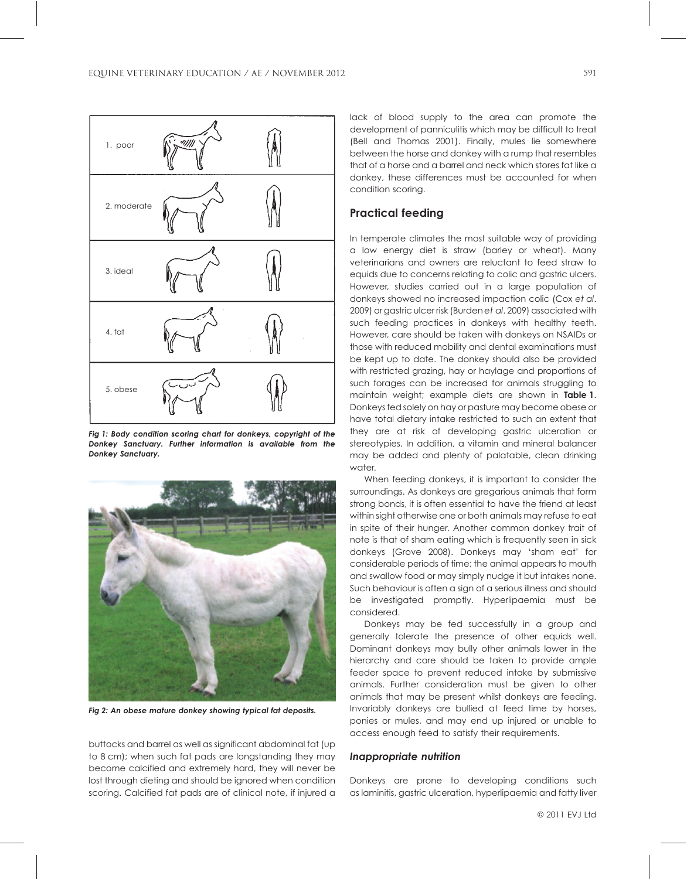1. poor

2. moderate

3. ideal

4. fat

5. obese

*Fig 1: Body condition scoring chart for donkeys, copyright of the Donkey Sanctuary. Further information is available from the Donkey Sanctuary.*

*Fig 2: An obese mature donkey showing typical fat deposits.*

buttocks and barrel as well as significant abdominal fat (up to 8 cm); when such fat pads are longstanding they may become calcified and extremely hard, they will never be lost through dieting and should be ignored when condition scoring. Calcified fat pads are of clinical note, if injured a lack of blood supply to the area can promote the development of panniculitis which may be difficult to treat (Bell and Thomas 2001). Finally, mules lie somewhere between the horse and donkey with a rump that resembles that of a horse and a barrel and neck which stores fat like a donkey, these differences must be accounted for when condition scoring.

## Practical feeding

In temperate climates the most suitable way of providing a low energy diet is straw (barley or wheat). Many veterinarians and owners are reluctant to feed straw to equids due to concerns relating to colic and gastric ulcers. However, studies carried out in a large population of donkeys showed no increased impaction colic (Cox *et al.* 2009) or gastric ulcer risk (Burden *et al.* 2009) associated with such feeding practices in donkeys with healthy teeth. However, care should be taken with donkeys on NSAIDs or those with reduced mobility and dental examinations must be kept up to date. The donkey should also be provided with restricted grazing, hay or haylage and proportions of such forages can be increased for animals struggling to maintain weight; example diets are shown in **Table 1**. Donkeys fed solely on hay or pasture may become obese or have total dietary intake restricted to such an extent that they are at risk of developing gastric ulceration or stereotypies. In addition, a vitamin and mineral balancer may be added and plenty of palatable, clean drinking water.

When feeding donkeys, it is important to consider the surroundings. As donkeys are gregarious animals that form strong bonds, it is often essential to have the friend at least within sight otherwise one or both animals may refuse to eat in spite of their hunger. Another common donkey trait of note is that of sham eating which is frequently seen in sick donkeys (Grove 2008). Donkeys may 'sham eat' for considerable periods of time; the animal appears to mouth and swallow food or may simply nudge it but intakes none. Such behaviour is often a sign of a serious illness and should be investigated promptly. Hyperlipaemia must be considered.

Donkeys may be fed successfully in a group and generally tolerate the presence of other equids well. Dominant donkeys may bully other animals lower in the hierarchy and care should be taken to provide ample feeder space to prevent reduced intake by submissive animals. Further consideration must be given to other animals that may be present whilst donkeys are feeding. Invariably donkeys are bullied at feed time by horses, ponies or mules, and may end up injured or unable to access enough feed to satisfy their requirements.

### *Inappropriate nutrition*

Donkeys are prone to developing conditions such as laminitis, gastric ulceration, hyperlipaemia and fatty liver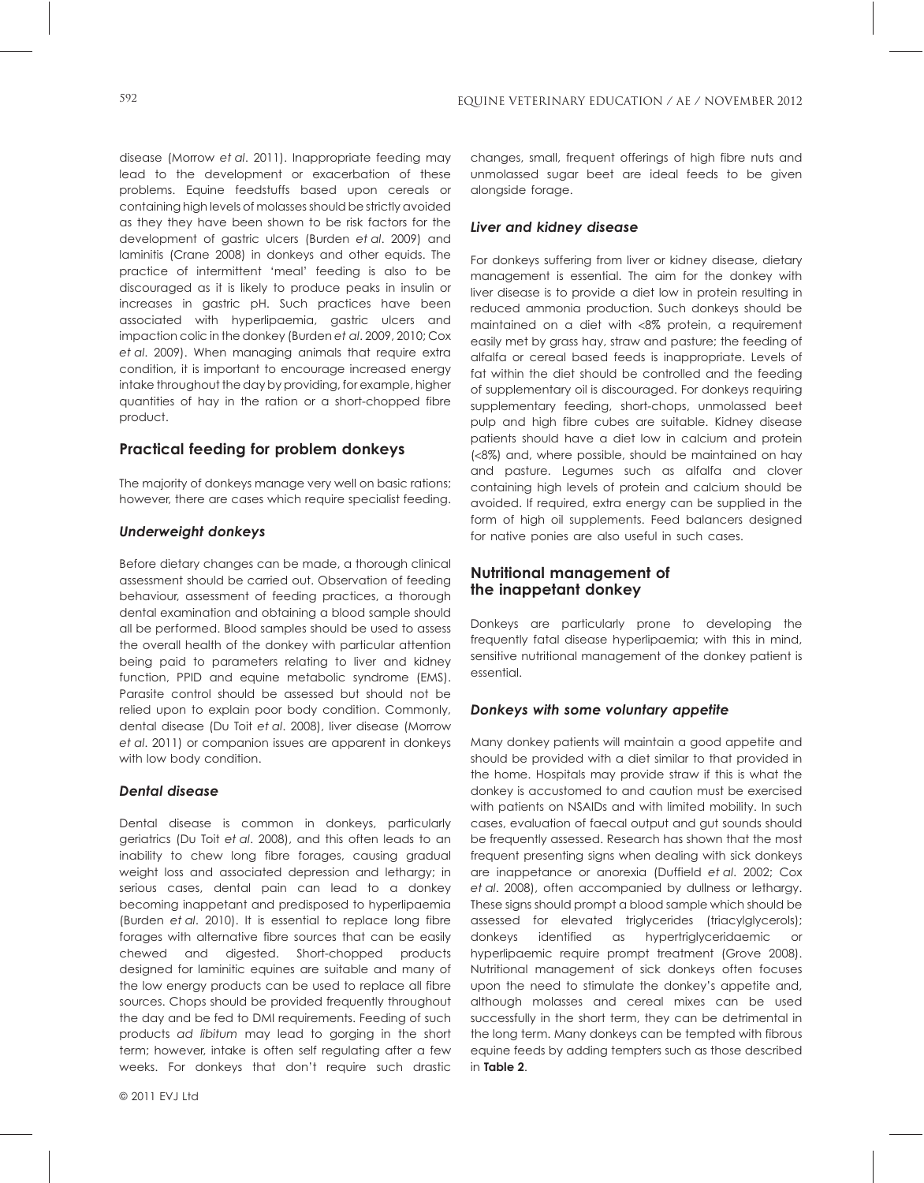disease (Morrow *et al*. 2011). Inappropriate feeding may lead to the development or exacerbation of these problems. Equine feedstuffs based upon cereals or containing high levels of molasses should be strictly avoided as they they have been shown to be risk factors for the development of gastric ulcers (Burden *et al*. 2009) and laminitis (Crane 2008) in donkeys and other equids. The practice of intermittent 'meal' feeding is also to be discouraged as it is likely to produce peaks in insulin or increases in gastric pH. Such practices have been associated with hyperlipaemia, gastric ulcers and impaction colic in the donkey (Burden *et al*. 2009, 2010; Cox *et al*. 2009). When managing animals that require extra condition, it is important to encourage increased energy intake throughout the day by providing, for example, higher quantities of hay in the ration or a short-chopped fibre product.

## Practical feeding for problem donkeys

The majority of donkeys manage very well on basic rations; however, there are cases which require specialist feeding.

### Underweight donkeys

Before dietary changes can be made, a thorough clinical assessment should be carried out. Observation of feeding behaviour, assessment of feeding practices, a thorough dental examination and obtaining a blood sample should all be performed. Blood samples should be used to assess the overall health of the donkey with particular attention being paid to parameters relating to liver and kidney function, PPID and equine metabolic syndrome (EMS). Parasite control should be assessed but should not be relied upon to explain poor body condition. Commonly, dental disease (Du Toit *et al*. 2008), liver disease (Morrow *et al*. 2011) or companion issues are apparent in donkeys with low body condition.

### Dental disease

Dental disease is common in donkeys, particularly geriatrics (Du Toit *et al*. 2008), and this often leads to an inability to chew long fibre forages, causing gradual weight loss and associated depression and lethargy; in serious cases, dental pain can lead to a donkey becoming inappetant and predisposed to hyperlipaemia (Burden *et al*. 2010). It is essential to replace long fibre forages with alternative fibre sources that can be easily chewed and digested. Short-chopped products designed for laminitic equines are suitable and many of the low energy products can be used to replace all fibre sources. Chops should be provided frequently throughout the day and be fed to DMI requirements. Feeding of such products *ad libitum* may lead to gorging in the short term; however, intake is often self regulating after a few weeks. For donkeys that don't require such drastic changes, small, frequent offerings of high fibre nuts and unmolassed sugar beet are ideal feeds to be given alongside forage.

### Liver and kidney disease

For donkeys suffering from liver or kidney disease, dietary management is essential. The aim for the donkey with liver disease is to provide a diet low in protein resulting in reduced ammonia production. Such donkeys should be maintained on a diet with <8% protein, a requirement easily met by grass hay, straw and pasture; the feeding of alfalfa or cereal based feeds is inappropriate. Levels of fat within the diet should be controlled and the feeding of supplementary oil is discouraged. For donkeys requiring supplementary feeding, short-chops, unmolassed beet pulp and high fibre cubes are suitable. Kidney disease patients should have a diet low in calcium and protein (<8%) and, where possible, should be maintained on hay and pasture. Legumes such as alfalfa and clover containing high levels of protein and calcium should be avoided. If required, extra energy can be supplied in the form of high oil supplements. Feed balancers designed for native ponies are also useful in such cases.

## Nutritional management of the inappetant donkey

Donkeys are particularly prone to developing the frequently fatal disease hyperlipaemia; with this in mind, sensitive nutritional management of the donkey patient is essential.

### Donkeys with some voluntary appetite

Many donkey patients will maintain a good appetite and should be provided with a diet similar to that provided in the home. Hospitals may provide straw if this is what the donkey is accustomed to and caution must be exercised with patients on NSAIDs and with limited mobility. In such cases, evaluation of faecal output and gut sounds should be frequently assessed. Research has shown that the most frequent presenting signs when dealing with sick donkeys are inappetance or anorexia (Duffield *et al*. 2002; Cox *et al*. 2008), often accompanied by dullness or lethargy. These signs should prompt a blood sample which should be assessed for elevated triglycerides (triacylglycerols); donkeys identified as hypertriglyceridaemic or hyperlipaemic require prompt treatment (Grove 2008). Nutritional management of sick donkeys often focuses upon the need to stimulate the donkey's appetite and, although molasses and cereal mixes can be used successfully in the short term, they can be detrimental in the long term. Many donkeys can be tempted with fibrous equine feeds by adding tempters such as those described in **Table 2**.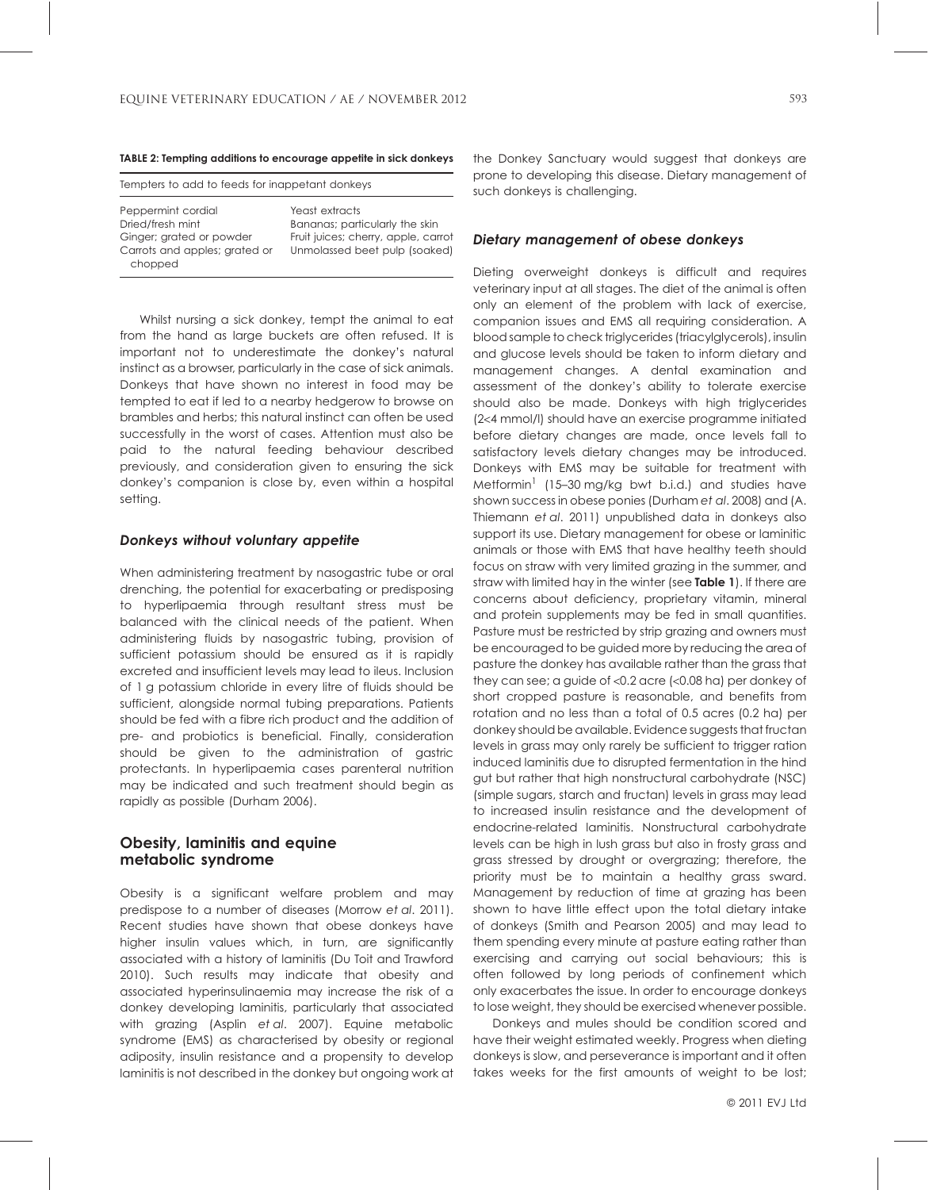**TABLE 2: Tempting additions to encourage appetite in sick donkeys**

| Tempters to add to feeds for inappetant donkeys | |
|---|---|
| Peppermint cordial | Yeast extracts |
| Dried/fresh mint | Bananas; particularly the skin |
| Ginger; grated or powder | Fruit juices; cherry, apple, carrot |
| Carrots and apples; grated or chopped | Unmolassed beet pulp (soaked) |

Whilst nursing a sick donkey, tempt the animal to eat from the hand as large buckets are often refused. It is important not to underestimate the donkey's natural instinct as a browser, particularly in the case of sick animals. Donkeys that have shown no interest in food may be tempted to eat if led to a nearby hedgerow to browse on brambles and herbs; this natural instinct can often be used successfully in the worst of cases. Attention must also be paid to the natural feeding behaviour described previously, and consideration given to ensuring the sick donkey's companion is close by, even within a hospital setting.

### *Donkeys without voluntary appetite*

When administering treatment by nasogastric tube or oral drenching, the potential for exacerbating or predisposing to hyperlipaemia through resultant stress must be balanced with the clinical needs of the patient. When administering fluids by nasogastric tubing, provision of sufficient potassium should be ensured as it is rapidly excreted and insufficient levels may lead to ileus. Inclusion of 1 g potassium chloride in every litre of fluids should be sufficient, alongside normal tubing preparations. Patients should be fed with a fibre rich product and the addition of pre- and probiotics is beneficial. Finally, consideration should be given to the administration of gastric protectants. In hyperlipaemia cases parenteral nutrition may be indicated and such treatment should begin as rapidly as possible (Durham 2006).

## Obesity, laminitis and equine metabolic syndrome

Obesity is a significant welfare problem and may predispose to a number of diseases (Morrow *et al*. 2011). Recent studies have shown that obese donkeys have higher insulin values which, in turn, are significantly associated with a history of laminitis (Du Toit and Trawford 2010). Such results may indicate that obesity and associated hyperinsulinaemia may increase the risk of a donkey developing laminitis, particularly that associated with grazing (Asplin *et al*. 2007). Equine metabolic syndrome (EMS) as characterised by obesity or regional adiposity, insulin resistance and a propensity to develop laminitis is not described in the donkey but ongoing work at the Donkey Sanctuary would suggest that donkeys are prone to developing this disease. Dietary management of such donkeys is challenging.

### *Dietary management of obese donkeys*

Dieting overweight donkeys is difficult and requires veterinary input at all stages. The diet of the animal is often only an element of the problem with lack of exercise, companion issues and EMS all requiring consideration. A blood sample to check triglycerides (triacylglycerols), insulin and glucose levels should be taken to inform dietary and management changes. A dental examination and assessment of the donkey's ability to tolerate exercise should also be made. Donkeys with high triglycerides (2<4 mmol/l) should have an exercise programme initiated before dietary changes are made, once levels fall to satisfactory levels dietary changes may be introduced. Donkeys with EMS may be suitable for treatment with Metformin[1] (15–30 mg/kg bwt b.i.d.) and studies have shown success in obese ponies (Durham *et al*. 2008) and (A. Thiemann *et al*. 2011) unpublished data in donkeys also support its use. Dietary management for obese or laminitic animals or those with EMS that have healthy teeth should focus on straw with very limited grazing in the summer, and straw with limited hay in the winter (see **Table 1**). If there are concerns about deficiency, proprietary vitamin, mineral and protein supplements may be fed in small quantities. Pasture must be restricted by strip grazing and owners must be encouraged to be guided more by reducing the area of pasture the donkey has available rather than the grass that they can see; a guide of <0.2 acre (<0.08 ha) per donkey of short cropped pasture is reasonable, and benefits from rotation and no less than a total of 0.5 acres (0.2 ha) per donkey should be available. Evidence suggests that fructan levels in grass may only rarely be sufficient to trigger ration induced laminitis due to disrupted fermentation in the hind gut but rather that high nonstructural carbohydrate (NSC) (simple sugars, starch and fructan) levels in grass may lead to increased insulin resistance and the development of endocrine-related laminitis. Nonstructural carbohydrate levels can be high in lush grass but also in frosty grass and grass stressed by drought or overgrazing; therefore, the priority must be to maintain a healthy grass sward. Management by reduction of time at grazing has been shown to have little effect upon the total dietary intake of donkeys (Smith and Pearson 2005) and may lead to them spending every minute at pasture eating rather than exercising and carrying out social behaviours; this is often followed by long periods of confinement which only exacerbates the issue. In order to encourage donkeys to lose weight, they should be exercised whenever possible.

Donkeys and mules should be condition scored and have their weight estimated weekly. Progress when dieting donkeys is slow, and perseverance is important and it often takes weeks for the first amounts of weight to be lost;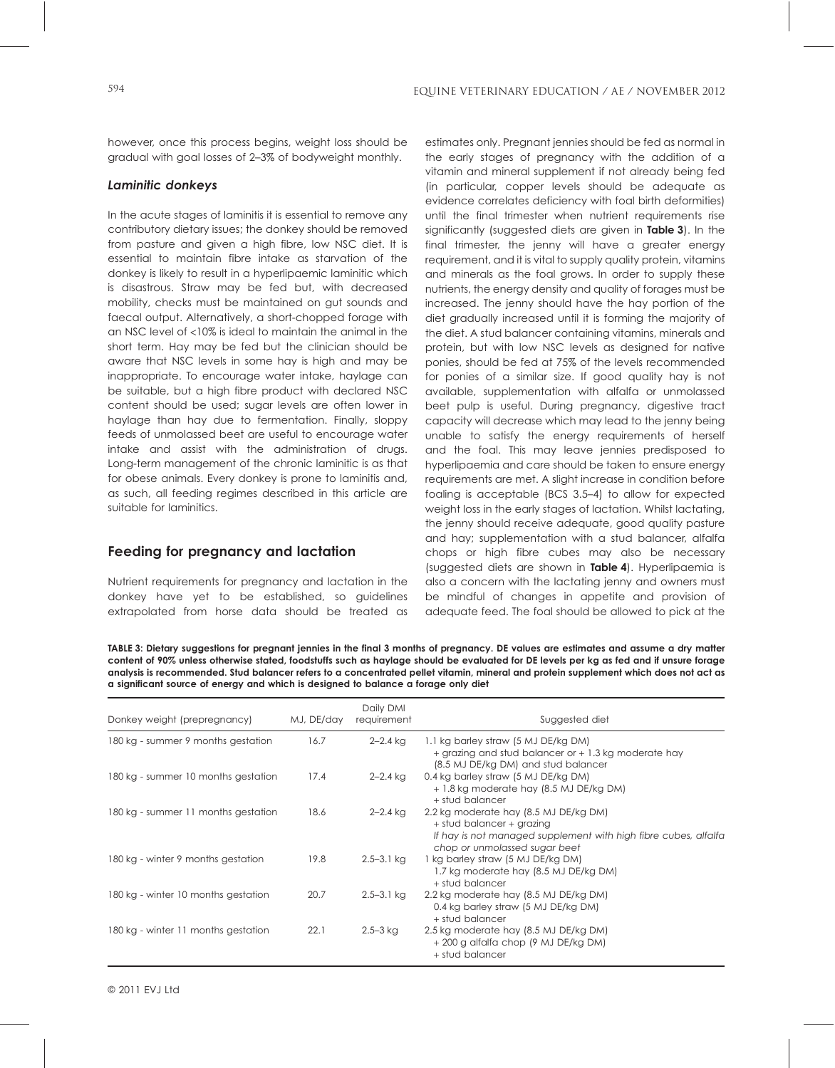however, once this process begins, weight loss should be gradual with goal losses of 2–3% of bodyweight monthly.

### *Laminitic donkeys*

In the acute stages of laminitis it is essential to remove any contributory dietary issues; the donkey should be removed from pasture and given a high fibre, low NSC diet. It is essential to maintain fibre intake as starvation of the donkey is likely to result in a hyperlipaemic laminitic which is disastrous. Straw may be fed but, with decreased mobility, checks must be maintained on gut sounds and faecal output. Alternatively, a short-chopped forage with an NSC level of <10% is ideal to maintain the animal in the short term. Hay may be fed but the clinician should be aware that NSC levels in some hay is high and may be inappropriate. To encourage water intake, haylage can be suitable, but a high fibre product with declared NSC content should be used; sugar levels are often lower in haylage than hay due to fermentation. Finally, sloppy feeds of unmolassed beet are useful to encourage water intake and assist with the administration of drugs. Long-term management of the chronic laminitic is as that for obese animals. Every donkey is prone to laminitis and, as such, all feeding regimes described in this article are suitable for laminitics.

## Feeding for pregnancy and lactation

Nutrient requirements for pregnancy and lactation in the donkey have yet to be established, so guidelines extrapolated from horse data should be treated as estimates only. Pregnant jennies should be fed as normal in the early stages of pregnancy with the addition of a vitamin and mineral supplement if not already being fed (in particular, copper levels should be adequate as evidence correlates deficiency with foal birth deformities) until the final trimester when nutrient requirements rise significantly (suggested diets are given in **Table 3**). In the final trimester, the jenny will have a greater energy requirement, and it is vital to supply quality protein, vitamins and minerals as the foal grows. In order to supply these nutrients, the energy density and quality of forages must be increased. The jenny should have the hay portion of the diet gradually increased until it is forming the majority of the diet. A stud balancer containing vitamins, minerals and protein, but with low NSC levels as designed for native ponies, should be fed at 75% of the levels recommended for ponies of a similar size. If good quality hay is not available, supplementation with alfalfa or unmolassed beet pulp is useful. During pregnancy, digestive tract capacity will decrease which may lead to the jenny being unable to satisfy the energy requirements of herself and the foal. This may leave jennies predisposed to hyperlipaemia and care should be taken to ensure energy requirements are met. A slight increase in condition before foaling is acceptable (BCS 3.5–4) to allow for expected weight loss in the early stages of lactation. Whilst lactating, the jenny should receive adequate, good quality pasture and hay; supplementation with a stud balancer, alfalfa chops or high fibre cubes may also be necessary (suggested diets are shown in **Table 4**). Hyperlipaemia is also a concern with the lactating jenny and owners must be mindful of changes in appetite and provision of adequate feed. The foal should be allowed to pick at the

**TABLE 3: Dietary suggestions for pregnant jennies in the final 3 months of pregnancy. DE values are estimates and assume a dry matter content of 90% unless otherwise stated, foodstuffs such as haylage should be evaluated for DE levels per kg as fed and if unsure forage analysis is recommended. Stud balancer refers to a concentrated pellet vitamin, mineral and protein supplement which does not act as a significant source of energy and which is designed to balance a forage only diet**

| Donkey weight (prepregnancy) | MJ, DE/day | Daily DMI requirement | Suggested diet |
|---|---|---|---|
| 180 kg - summer 9 months gestation | 16.7 | 2–2.4 kg | 1.1 kg barley straw (5 MJ DE/kg DM) + grazing and stud balancer or + 1.3 kg moderate hay (8.5 MJ DE/kg DM) and stud balancer |
| 180 kg - summer 10 months gestation | 17.4 | 2–2.4 kg | 0.4 kg barley straw (5 MJ DE/kg DM) + 1.8 kg moderate hay (8.5 MJ DE/kg DM) + stud balancer |
| 180 kg - summer 11 months gestation | 18.6 | 2–2.4 kg | 2.2 kg moderate hay (8.5 MJ DE/kg DM) + stud balancer + grazing *If hay is not managed supplement with high fibre cubes, alfalfa chop or unmolassed sugar beet* |
| 180 kg - winter 9 months gestation | 19.8 | 2.5–3.1 kg | 1 kg barley straw (5 MJ DE/kg DM) 1.7 kg moderate hay (8.5 MJ DE/kg DM) + stud balancer |
| 180 kg - winter 10 months gestation | 20.7 | 2.5–3.1 kg | 2.2 kg moderate hay (8.5 MJ DE/kg DM) 0.4 kg barley straw (5 MJ DE/kg DM) + stud balancer |
| 180 kg - winter 11 months gestation | 22.1 | 2.5–3 kg | 2.5 kg moderate hay (8.5 MJ DE/kg DM) + 200 g alfalfa chop (9 MJ DE/kg DM) + stud balancer |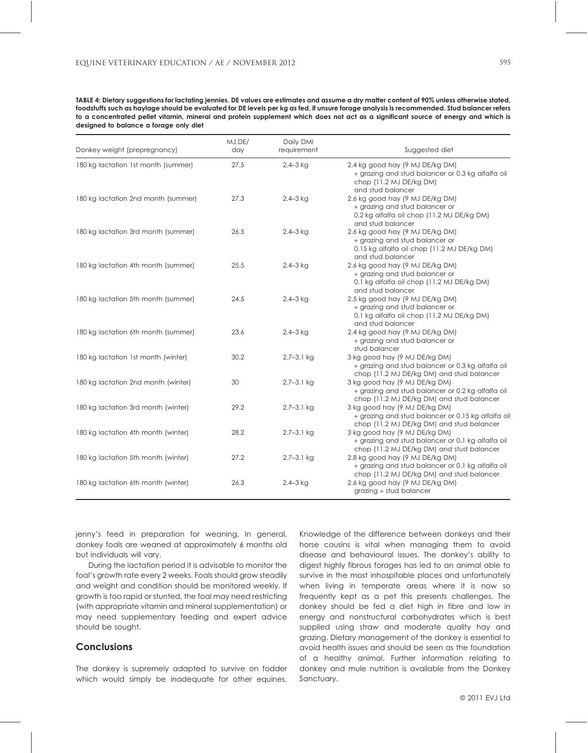**TABLE 4: Dietary suggestions for lactating jennies. DE values are estimates and assume a dry matter content of 90% unless otherwise stated, foodstuffs such as haylage should be evaluated for DE levels per kg as fed, if unsure forage analysis is recommended. Stud balancer refers to a concentrated pellet vitamin, mineral and protein supplement which does not act as a significant source of energy and which is designed to balance a forage only diet**

| Donkey weight (prepregnancy) | MJ,DE/ day | Daily DMI requirement | Suggested diet |
|---|---|---|---|
| 180 kg lactation 1st month (summer) | 27.5 | 2.4–3 kg | 2.4 kg good hay (9 MJ DE/kg DM) + grazing and stud balancer or 0.3 kg alfalfa oil chop (11.2 MJ DE/kg DM) and stud balancer |
| 180 kg lactation 2nd month (summer) | 27.3 | 2.4–3 kg | 2.6 kg good hay (9 MJ DE/kg DM) + grazing and stud balancer or 0.2 kg alfalfa oil chop (11.2 MJ DE/kg DM) and stud balancer |
| 180 kg lactation 3rd month (summer) | 26.5 | 2.4–3 kg | 2.6 kg good hay (9 MJ DE/kg DM) + grazing and stud balancer or 0.15 kg alfalfa oil chop (11.2 MJ DE/kg DM) and stud balancer |
| 180 kg lactation 4th month (summer) | 25.5 | 2.4–3 kg | 2.6 kg good hay (9 MJ DE/kg DM) + grazing and stud balancer or 0.1 kg alfalfa oil chop (11.2 MJ DE/kg DM) and stud balancer |
| 180 kg lactation 5th month (summer) | 24.5 | 2.4–3 kg | 2.5 kg good hay (9 MJ DE/kg DM) + grazing and stud balancer or 0.1 kg alfalfa oil chop (11.2 MJ DE/kg DM) and stud balancer |
| 180 kg lactation 6th month (summer) | 23.6 | 2.4–3 kg | 2.4 kg good hay (9 MJ DE/kg DM) + grazing and stud balancer or stud balancer |
| 180 kg lactation 1st month (winter) | 30.2 | 2.7–3.1 kg | 3 kg good hay (9 MJ DE/kg DM) + grazing and stud balancer or 0.3 kg alfalfa oil chop (11.2 MJ DE/kg DM) and stud balancer |
| 180 kg lactation 2nd month (winter) | 30 | 2.7–3.1 kg | 3 kg good hay (9 MJ DE/kg DM) + grazing and stud balancer or 0.2 kg alfalfa oil chop (11.2 MJ DE/kg DM) and stud balancer |
| 180 kg lactation 3rd month (winter) | 29.2 | 2.7–3.1 kg | 3 kg good hay (9 MJ DE/kg DM) + grazing and stud balancer or 0.15 kg alfalfa oil chop (11.2 MJ DE/kg DM) and stud balancer |
| 180 kg lactation 4th month (winter) | 28.2 | 2.7–3.1 kg | 3 kg good hay (9 MJ DE/kg DM) + grazing and stud balancer or 0.1 kg alfalfa oil chop (11.2 MJ DE/kg DM) and stud balancer |
| 180 kg lactation 5th month (winter) | 27.2 | 2.7–3.1 kg | 2.8 kg good hay (9 MJ DE/kg DM) + grazing and stud balancer or 0.1 kg alfalfa oil chop (11.2 MJ DE/kg DM) and stud balancer |
| 180 kg lactation 6th month (winter) | 26.3 | 2.4–3 kg | 2.6 kg good hay (9 MJ DE/kg DM) grazing + stud balancer |

jenny's feed in preparation for weaning. In general, donkey foals are weaned at approximately 6 months old but individuals will vary.

During the lactation period it is advisable to monitor the foal's growth rate every 2 weeks. Foals should grow steadily and weight and condition should be monitored weekly. If growth is too rapid or stunted, the foal may need restricting (with appropriate vitamin and mineral supplementation) or may need supplementary feeding and expert advice should be sought.

## Conclusions

The donkey is supremely adapted to survive on fodder which would simply be inadequate for other equines. Knowledge of the difference between donkeys and their horse cousins is vital when managing them to avoid disease and behavioural issues. The donkey's ability to digest highly fibrous forages has led to an animal able to survive in the most inhospitable places and unfortunately when living in temperate areas where it is now so frequently kept as a pet this presents challenges. The donkey should be fed a diet high in fibre and low in energy and nonstructural carbohydrates which is best supplied using straw and moderate quality hay and grazing. Dietary management of the donkey is essential to avoid health issues and should be seen as the foundation of a healthy animal. Further information relating to donkey and mule nutrition is available from the Donkey Sanctuary.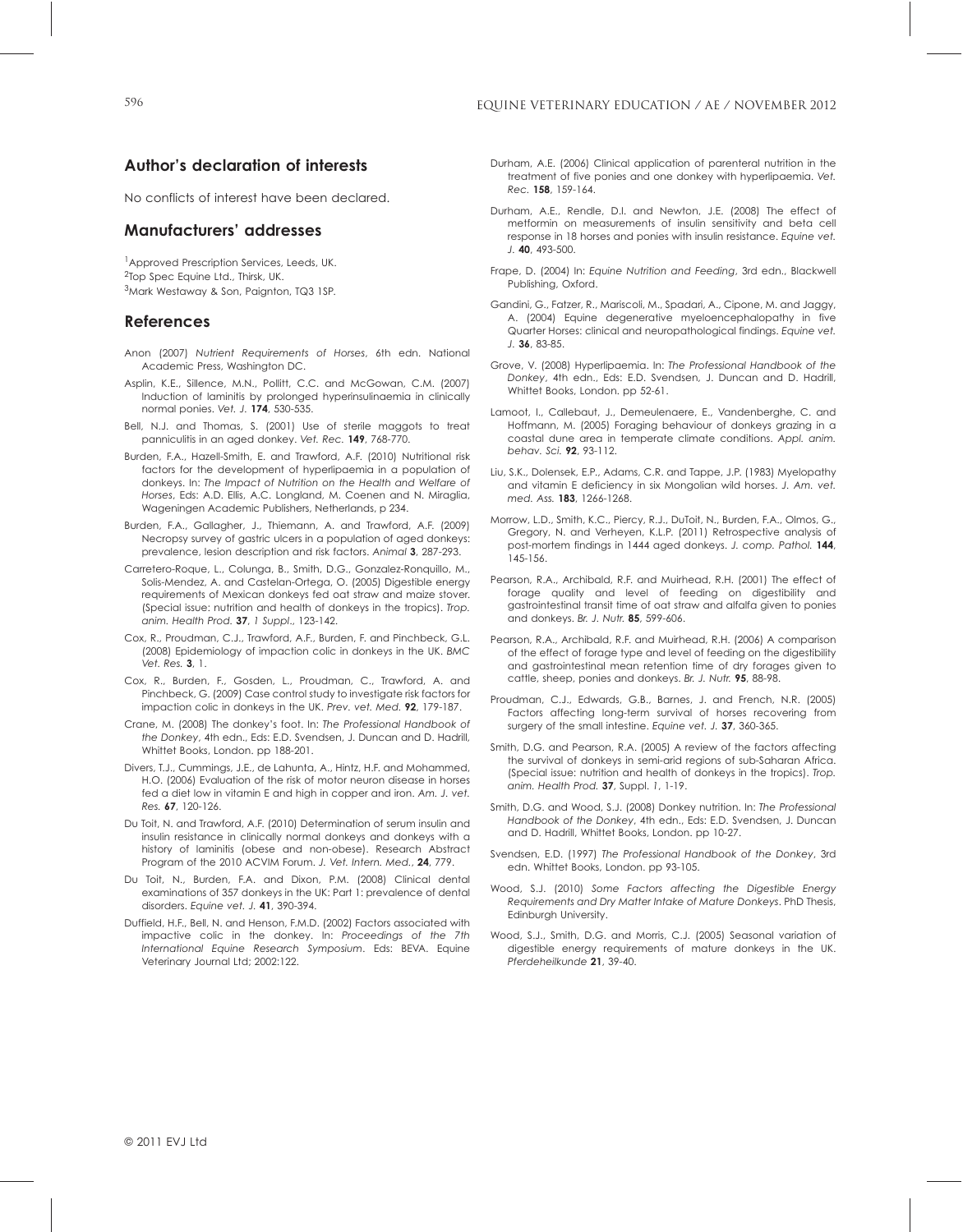## Author's declaration of interests

No conflicts of interest have been declared.

## Manufacturers' addresses

[1]Approved Prescription Services, Leeds, UK.
[2]Top Spec Equine Ltd., Thirsk, UK.
[3]Mark Westaway & Son, Paignton, TQ3 1SP.

## References

Anon (2007) *Nutrient Requirements of Horses*, 6th edn. National Academic Press, Washington DC.

Asplin, K.E., Sillence, M.N., Pollitt, C.C. and McGowan, C.M. (2007) Induction of laminitis by prolonged hyperinsulinaemia in clinically normal ponies. *Vet. J.* **174**, 530-535.

Bell, N.J. and Thomas, S. (2001) Use of sterile maggots to treat panniculitis in an aged donkey. *Vet. Rec.* **149**, 768-770.

Burden, F.A., Hazell-Smith, E. and Trawford, A.F. (2010) Nutritional risk factors for the development of hyperlipaemia in a population of donkeys. In: *The Impact of Nutrition on the Health and Welfare of Horses*, Eds: A.D. Ellis, A.C. Longland, M. Coenen and N. Miraglia, Wageningen Academic Publishers, Netherlands, p 234.

Burden, F.A., Gallagher, J., Thiemann, A. and Trawford, A.F. (2009) Necropsy survey of gastric ulcers in a population of aged donkeys: prevalence, lesion description and risk factors. *Animal* **3**, 287-293.

Carretero-Roque, L., Colunga, B., Smith, D.G., Gonzalez-Ronquillo, M., Solis-Mendez, A. and Castelan-Ortega, O. (2005) Digestible energy requirements of Mexican donkeys fed oat straw and maize stover. (Special issue: nutrition and health of donkeys in the tropics). *Trop. anim. Health Prod.* **37**, *1 Suppl.*, 123-142.

Cox, R., Proudman, C.J., Trawford, A.F., Burden, F. and Pinchbeck, G.L. (2008) Epidemiology of impaction colic in donkeys in the UK. *BMC Vet. Res.* **3**, 1.

Cox, R., Burden, F., Gosden, L., Proudman, C., Trawford, A. and Pinchbeck, G. (2009) Case control study to investigate risk factors for impaction colic in donkeys in the UK. *Prev. vet. Med.* **92**, 179-187.

Crane, M. (2008) The donkey's foot. In: *The Professional Handbook of the Donkey*, 4th edn., Eds: E.D. Svendsen, J. Duncan and D. Hadrill, Whittet Books, London. pp 188-201.

Divers, T.J., Cummings, J.E., de Lahunta, A., Hintz, H.F. and Mohammed, H.O. (2006) Evaluation of the risk of motor neuron disease in horses fed a diet low in vitamin E and high in copper and iron. *Am. J. vet. Res.* **67**, 120-126.

Du Toit, N. and Trawford, A.F. (2010) Determination of serum insulin and insulin resistance in clinically normal donkeys and donkeys with a history of laminitis (obese and non-obese). Research Abstract Program of the 2010 ACVIM Forum. *J. Vet. Intern. Med.*, **24**, 779.

Du Toit, N., Burden, F.A. and Dixon, P.M. (2008) Clinical dental examinations of 357 donkeys in the UK: Part 1: prevalence of dental disorders. *Equine vet. J.* **41**, 390-394.

Duffield, H.F., Bell, N. and Henson, F.M.D. (2002) Factors associated with impactive colic in the donkey. In: *Proceedings of the 7th International Equine Research Symposium*. Eds: BEVA. Equine Veterinary Journal Ltd; 2002:122.

Durham, A.E. (2006) Clinical application of parenteral nutrition in the treatment of five ponies and one donkey with hyperlipaemia. *Vet. Rec.* **158**, 159-164.

Durham, A.E., Rendle, D.I. and Newton, J.E. (2008) The effect of metformin on measurements of insulin sensitivity and beta cell response in 18 horses and ponies with insulin resistance. *Equine vet. J.* **40**, 493-500.

Frape, D. (2004) In: *Equine Nutrition and Feeding*, 3rd edn., Blackwell Publishing, Oxford.

Gandini, G., Fatzer, R., Mariscoli, M., Spadari, A., Cipone, M. and Jaggy, A. (2004) Equine degenerative myeloencephalopathy in five Quarter Horses: clinical and neuropathological findings. *Equine vet. J.* **36**, 83-85.

Grove, V. (2008) Hyperlipaemia. In: *The Professional Handbook of the Donkey*, 4th edn., Eds: E.D. Svendsen, J. Duncan and D. Hadrill, Whittet Books, London. pp 52-61.

Lamoot, I., Callebaut, J., Demeulenaere, E., Vandenberghe, C. and Hoffmann, M. (2005) Foraging behaviour of donkeys grazing in a coastal dune area in temperate climate conditions. *Appl. anim. behav. Sci.* **92**, 93-112.

Liu, S.K., Dolensek, E.P., Adams, C.R. and Tappe, J.P. (1983) Myelopathy and vitamin E deficiency in six Mongolian wild horses. *J. Am. vet. med. Ass.* **183**, 1266-1268.

Morrow, L.D., Smith, K.C., Piercy, R.J., DuToit, N., Burden, F.A., Olmos, G., Gregory, N. and Verheyen, K.L.P. (2011) Retrospective analysis of post-mortem findings in 1444 aged donkeys. *J. comp. Pathol.* **144**, 145-156.

Pearson, R.A., Archibald, R.F. and Muirhead, R.H. (2001) The effect of forage quality and level of feeding on digestibility and gastrointestinal transit time of oat straw and alfalfa given to ponies and donkeys. *Br. J. Nutr.* **85**, 599-606.

Pearson, R.A., Archibald, R.F. and Muirhead, R.H. (2006) A comparison of the effect of forage type and level of feeding on the digestibility and gastrointestinal mean retention time of dry forages given to cattle, sheep, ponies and donkeys. *Br. J. Nutr.* **95**, 88-98.

Proudman, C.J., Edwards, G.B., Barnes, J. and French, N.R. (2005) Factors affecting long-term survival of horses recovering from surgery of the small intestine. *Equine vet. J.* **37**, 360-365.

Smith, D.G. and Pearson, R.A. (2005) A review of the factors affecting the survival of donkeys in semi-arid regions of sub-Saharan Africa. (Special issue: nutrition and health of donkeys in the tropics). *Trop. anim. Health Prod.* **37**, Suppl. *1*, 1-19.

Smith, D.G. and Wood, S.J. (2008) Donkey nutrition. In: *The Professional Handbook of the Donkey*, 4th edn., Eds: E.D. Svendsen, J. Duncan and D. Hadrill, Whittet Books, London. pp 10-27.

Svendsen, E.D. (1997) *The Professional Handbook of the Donkey*, 3rd edn. Whittet Books, London. pp 93-105.

Wood, S.J. (2010) *Some Factors affecting the Digestible Energy Requirements and Dry Matter Intake of Mature Donkeys*. PhD Thesis, Edinburgh University.

Wood, S.J., Smith, D.G. and Morris, C.J. (2005) Seasonal variation of digestible energy requirements of mature donkeys in the UK. *Pferdeheilkunde* **21**, 39-40.